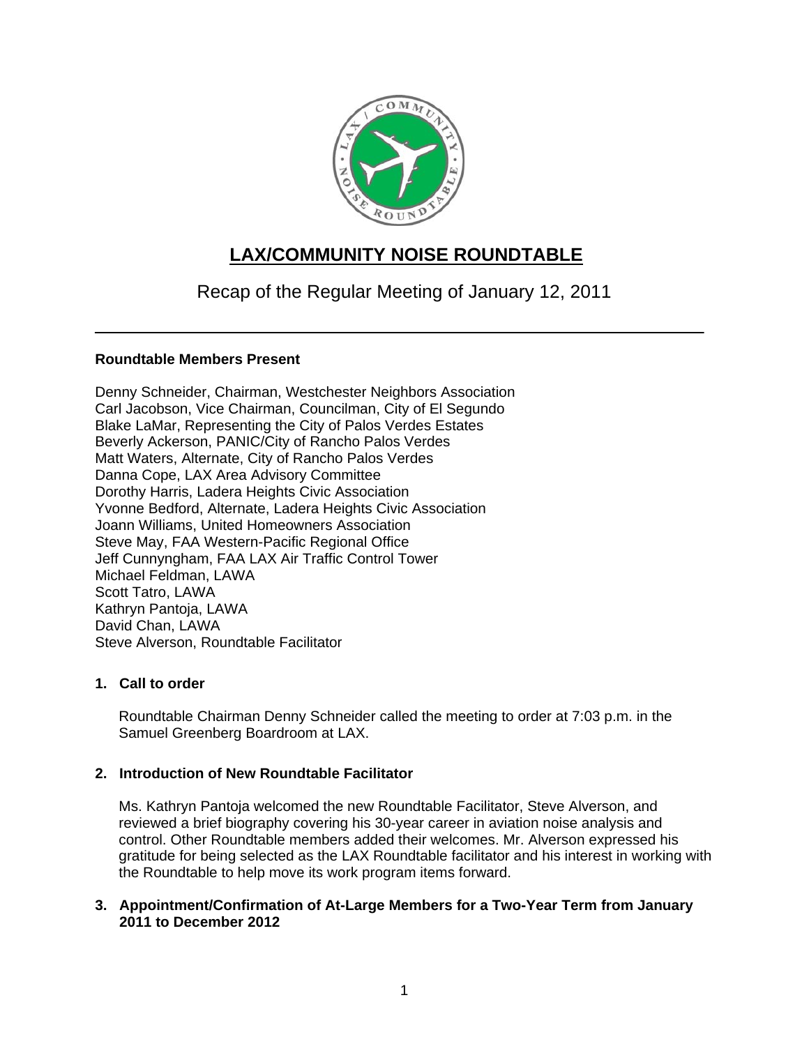# LAX/COMMUNITY NOISE ROUNDTABLE

Recap of the Regular Meeting of January 12, 2011

---

**Roundtable Members Present**

Denny Schneider, Chairman, Westchester Neighbors Association
Carl Jacobson, Vice Chairman, Councilman, City of El Segundo
Blake LaMar, Representing the City of Palos Verdes Estates
Beverly Ackerson, PANIC/City of Rancho Palos Verdes
Matt Waters, Alternate, City of Rancho Palos Verdes
Danna Cope, LAX Area Advisory Committee
Dorothy Harris, Ladera Heights Civic Association
Yvonne Bedford, Alternate, Ladera Heights Civic Association
Joann Williams, United Homeowners Association
Steve May, FAA Western-Pacific Regional Office
Jeff Cunnyngham, FAA LAX Air Traffic Control Tower
Michael Feldman, LAWA
Scott Tatro, LAWA
Kathryn Pantoja, LAWA
David Chan, LAWA
Steve Alverson, Roundtable Facilitator

**1. Call to order**

Roundtable Chairman Denny Schneider called the meeting to order at 7:03 p.m. in the Samuel Greenberg Boardroom at LAX.

**2. Introduction of New Roundtable Facilitator**

Ms. Kathryn Pantoja welcomed the new Roundtable Facilitator, Steve Alverson, and reviewed a brief biography covering his 30-year career in aviation noise analysis and control. Other Roundtable members added their welcomes. Mr. Alverson expressed his gratitude for being selected as the LAX Roundtable facilitator and his interest in working with the Roundtable to help move its work program items forward.

**3. Appointment/Confirmation of At-Large Members for a Two-Year Term from January 2011 to December 2012**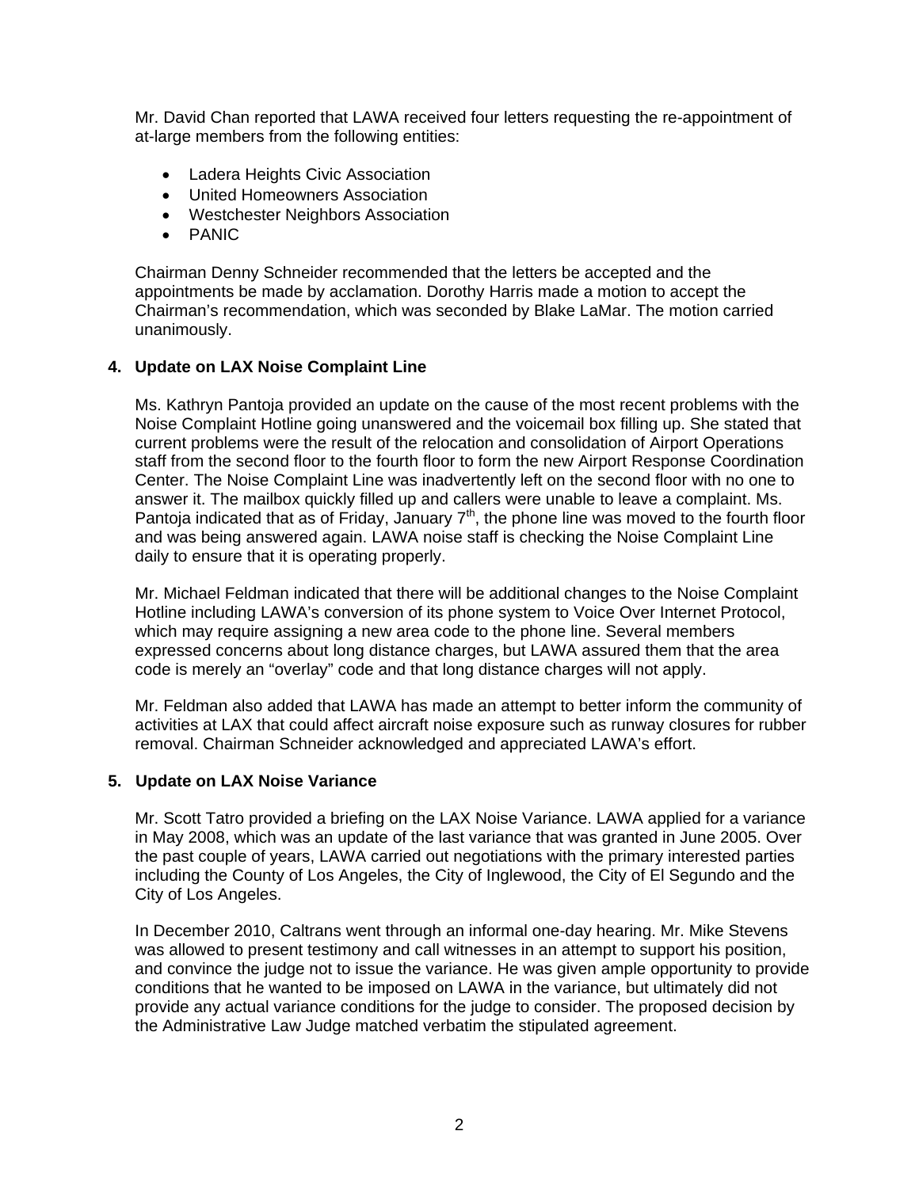Mr. David Chan reported that LAWA received four letters requesting the re-appointment of at-large members from the following entities:

- Ladera Heights Civic Association
- United Homeowners Association
- Westchester Neighbors Association
- PANIC

Chairman Denny Schneider recommended that the letters be accepted and the appointments be made by acclamation. Dorothy Harris made a motion to accept the Chairman's recommendation, which was seconded by Blake LaMar. The motion carried unanimously.

**4. Update on LAX Noise Complaint Line**

Ms. Kathryn Pantoja provided an update on the cause of the most recent problems with the Noise Complaint Hotline going unanswered and the voicemail box filling up. She stated that current problems were the result of the relocation and consolidation of Airport Operations staff from the second floor to the fourth floor to form the new Airport Response Coordination Center. The Noise Complaint Line was inadvertently left on the second floor with no one to answer it. The mailbox quickly filled up and callers were unable to leave a complaint. Ms. Pantoja indicated that as of Friday, January 7th, the phone line was moved to the fourth floor and was being answered again. LAWA noise staff is checking the Noise Complaint Line daily to ensure that it is operating properly.

Mr. Michael Feldman indicated that there will be additional changes to the Noise Complaint Hotline including LAWA's conversion of its phone system to Voice Over Internet Protocol, which may require assigning a new area code to the phone line. Several members expressed concerns about long distance charges, but LAWA assured them that the area code is merely an "overlay" code and that long distance charges will not apply.

Mr. Feldman also added that LAWA has made an attempt to better inform the community of activities at LAX that could affect aircraft noise exposure such as runway closures for rubber removal. Chairman Schneider acknowledged and appreciated LAWA's effort.

**5. Update on LAX Noise Variance**

Mr. Scott Tatro provided a briefing on the LAX Noise Variance. LAWA applied for a variance in May 2008, which was an update of the last variance that was granted in June 2005. Over the past couple of years, LAWA carried out negotiations with the primary interested parties including the County of Los Angeles, the City of Inglewood, the City of El Segundo and the City of Los Angeles.

In December 2010, Caltrans went through an informal one-day hearing. Mr. Mike Stevens was allowed to present testimony and call witnesses in an attempt to support his position, and convince the judge not to issue the variance. He was given ample opportunity to provide conditions that he wanted to be imposed on LAWA in the variance, but ultimately did not provide any actual variance conditions for the judge to consider. The proposed decision by the Administrative Law Judge matched verbatim the stipulated agreement.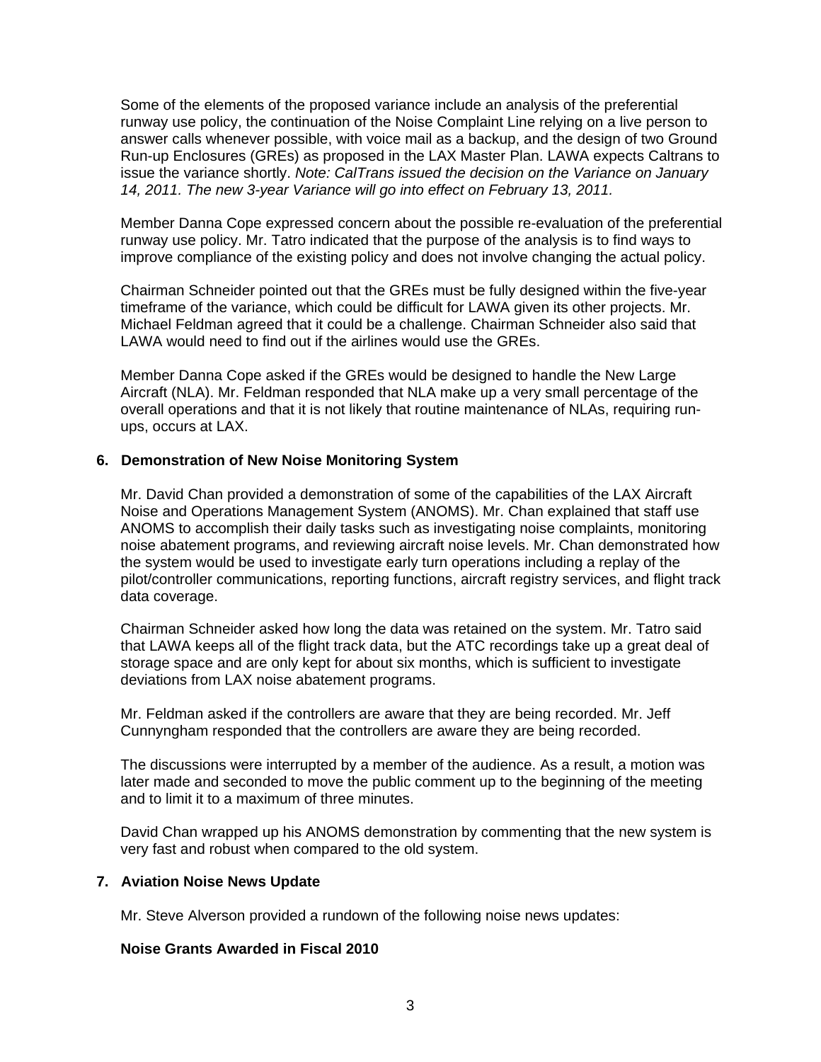Some of the elements of the proposed variance include an analysis of the preferential runway use policy, the continuation of the Noise Complaint Line relying on a live person to answer calls whenever possible, with voice mail as a backup, and the design of two Ground Run-up Enclosures (GREs) as proposed in the LAX Master Plan. LAWA expects Caltrans to issue the variance shortly. *Note: CalTrans issued the decision on the Variance on January 14, 2011. The new 3-year Variance will go into effect on February 13, 2011.*

Member Danna Cope expressed concern about the possible re-evaluation of the preferential runway use policy. Mr. Tatro indicated that the purpose of the analysis is to find ways to improve compliance of the existing policy and does not involve changing the actual policy.

Chairman Schneider pointed out that the GREs must be fully designed within the five-year timeframe of the variance, which could be difficult for LAWA given its other projects. Mr. Michael Feldman agreed that it could be a challenge. Chairman Schneider also said that LAWA would need to find out if the airlines would use the GREs.

Member Danna Cope asked if the GREs would be designed to handle the New Large Aircraft (NLA). Mr. Feldman responded that NLA make up a very small percentage of the overall operations and that it is not likely that routine maintenance of NLAs, requiring run-ups, occurs at LAX.

## 6. Demonstration of New Noise Monitoring System

Mr. David Chan provided a demonstration of some of the capabilities of the LAX Aircraft Noise and Operations Management System (ANOMS). Mr. Chan explained that staff use ANOMS to accomplish their daily tasks such as investigating noise complaints, monitoring noise abatement programs, and reviewing aircraft noise levels. Mr. Chan demonstrated how the system would be used to investigate early turn operations including a replay of the pilot/controller communications, reporting functions, aircraft registry services, and flight track data coverage.

Chairman Schneider asked how long the data was retained on the system. Mr. Tatro said that LAWA keeps all of the flight track data, but the ATC recordings take up a great deal of storage space and are only kept for about six months, which is sufficient to investigate deviations from LAX noise abatement programs.

Mr. Feldman asked if the controllers are aware that they are being recorded. Mr. Jeff Cunnyngham responded that the controllers are aware they are being recorded.

The discussions were interrupted by a member of the audience. As a result, a motion was later made and seconded to move the public comment up to the beginning of the meeting and to limit it to a maximum of three minutes.

David Chan wrapped up his ANOMS demonstration by commenting that the new system is very fast and robust when compared to the old system.

## 7. Aviation Noise News Update

Mr. Steve Alverson provided a rundown of the following noise news updates:

**Noise Grants Awarded in Fiscal 2010**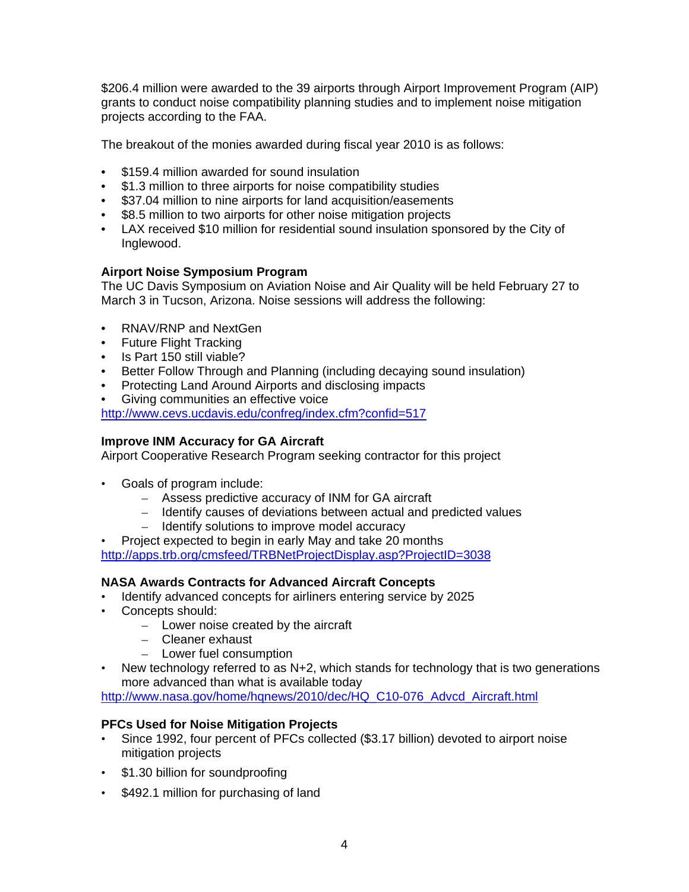$206.4 million were awarded to the 39 airports through Airport Improvement Program (AIP) grants to conduct noise compatibility planning studies and to implement noise mitigation projects according to the FAA.

The breakout of the monies awarded during fiscal year 2010 is as follows:

- $159.4 million awarded for sound insulation
- $1.3 million to three airports for noise compatibility studies
- $37.04 million to nine airports for land acquisition/easements
- $8.5 million to two airports for other noise mitigation projects
- LAX received $10 million for residential sound insulation sponsored by the City of Inglewood.

**Airport Noise Symposium Program**

The UC Davis Symposium on Aviation Noise and Air Quality will be held February 27 to March 3 in Tucson, Arizona. Noise sessions will address the following:

- RNAV/RNP and NextGen
- Future Flight Tracking
- Is Part 150 still viable?
- Better Follow Through and Planning (including decaying sound insulation)
- Protecting Land Around Airports and disclosing impacts
- Giving communities an effective voice

http://www.cevs.ucdavis.edu/confreg/index.cfm?confid=517

**Improve INM Accuracy for GA Aircraft**

Airport Cooperative Research Program seeking contractor for this project

- Goals of program include:
  - Assess predictive accuracy of INM for GA aircraft
  - Identify causes of deviations between actual and predicted values
  - Identify solutions to improve model accuracy
- Project expected to begin in early May and take 20 months

http://apps.trb.org/cmsfeed/TRBNetProjectDisplay.asp?ProjectID=3038

**NASA Awards Contracts for Advanced Aircraft Concepts**

- Identify advanced concepts for airliners entering service by 2025
- Concepts should:
  - Lower noise created by the aircraft
  - Cleaner exhaust
  - Lower fuel consumption
- New technology referred to as N+2, which stands for technology that is two generations more advanced than what is available today

http://www.nasa.gov/home/hqnews/2010/dec/HQ_C10-076_Advcd_Aircraft.html

**PFCs Used for Noise Mitigation Projects**

- Since 1992, four percent of PFCs collected ($3.17 billion) devoted to airport noise mitigation projects
- $1.30 billion for soundproofing
- $492.1 million for purchasing of land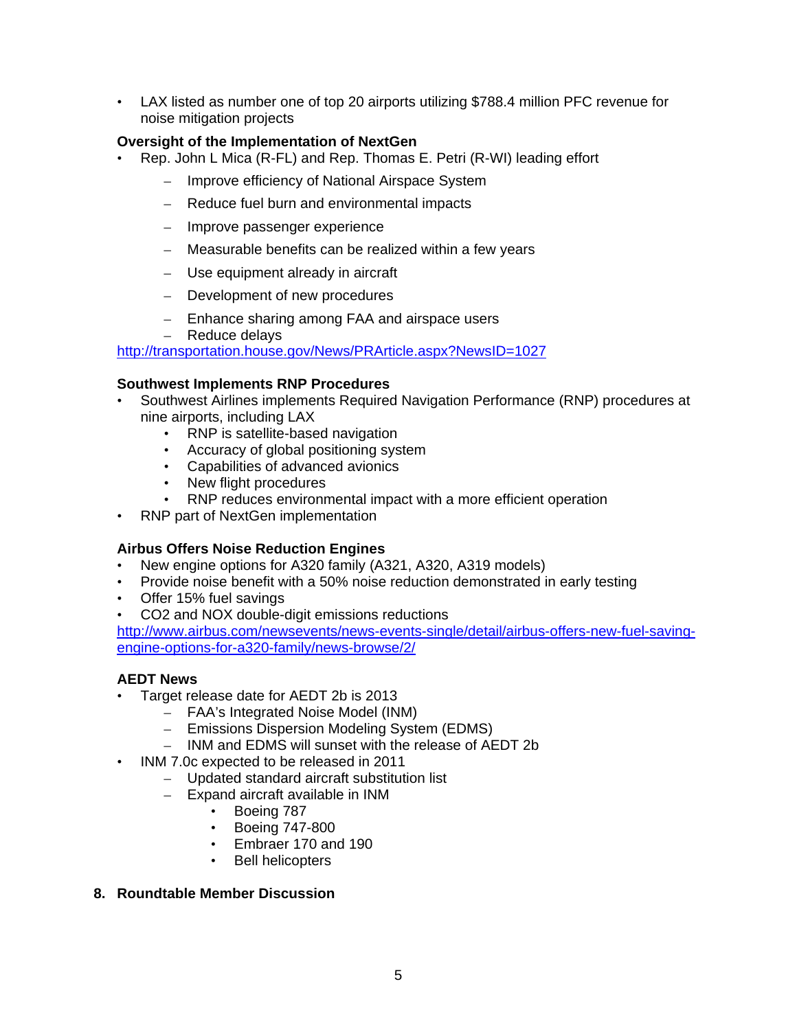- LAX listed as number one of top 20 airports utilizing $788.4 million PFC revenue for noise mitigation projects

**Oversight of the Implementation of NextGen**

- Rep. John L Mica (R-FL) and Rep. Thomas E. Petri (R-WI) leading effort
  - Improve efficiency of National Airspace System
  - Reduce fuel burn and environmental impacts
  - Improve passenger experience
  - Measurable benefits can be realized within a few years
  - Use equipment already in aircraft
  - Development of new procedures
  - Enhance sharing among FAA and airspace users
  - Reduce delays

http://transportation.house.gov/News/PRArticle.aspx?NewsID=1027

**Southwest Implements RNP Procedures**

- Southwest Airlines implements Required Navigation Performance (RNP) procedures at nine airports, including LAX
  - RNP is satellite-based navigation
  - Accuracy of global positioning system
  - Capabilities of advanced avionics
  - New flight procedures
  - RNP reduces environmental impact with a more efficient operation
- RNP part of NextGen implementation

**Airbus Offers Noise Reduction Engines**

- New engine options for A320 family (A321, A320, A319 models)
- Provide noise benefit with a 50% noise reduction demonstrated in early testing
- Offer 15% fuel savings
- $CO_2$ and $NO_X$ double-digit emissions reductions

http://www.airbus.com/newsevents/news-events-single/detail/airbus-offers-new-fuel-saving-engine-options-for-a320-family/news-browse/2/

**AEDT News**

- Target release date for AEDT 2b is 2013
  - FAA's Integrated Noise Model (INM)
  - Emissions Dispersion Modeling System (EDMS)
  - INM and EDMS will sunset with the release of AEDT 2b
- INM 7.0c expected to be released in 2011
  - Updated standard aircraft substitution list
  - Expand aircraft available in INM
    - Boeing 787
    - Boeing 747-800
    - Embraer 170 and 190
    - Bell helicopters

**8. Roundtable Member Discussion**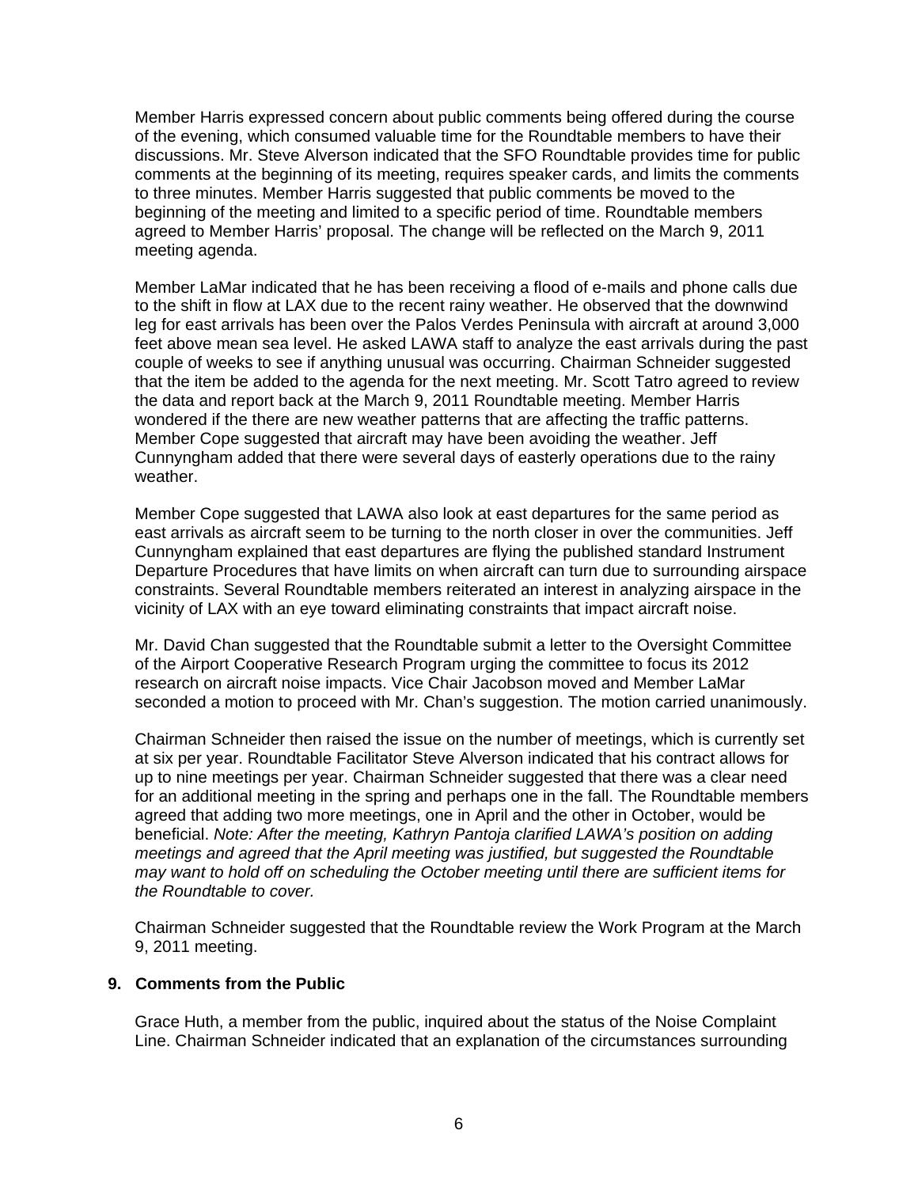Member Harris expressed concern about public comments being offered during the course of the evening, which consumed valuable time for the Roundtable members to have their discussions. Mr. Steve Alverson indicated that the SFO Roundtable provides time for public comments at the beginning of its meeting, requires speaker cards, and limits the comments to three minutes. Member Harris suggested that public comments be moved to the beginning of the meeting and limited to a specific period of time. Roundtable members agreed to Member Harris' proposal. The change will be reflected on the March 9, 2011 meeting agenda.

Member LaMar indicated that he has been receiving a flood of e-mails and phone calls due to the shift in flow at LAX due to the recent rainy weather. He observed that the downwind leg for east arrivals has been over the Palos Verdes Peninsula with aircraft at around 3,000 feet above mean sea level. He asked LAWA staff to analyze the east arrivals during the past couple of weeks to see if anything unusual was occurring. Chairman Schneider suggested that the item be added to the agenda for the next meeting. Mr. Scott Tatro agreed to review the data and report back at the March 9, 2011 Roundtable meeting. Member Harris wondered if the there are new weather patterns that are affecting the traffic patterns. Member Cope suggested that aircraft may have been avoiding the weather. Jeff Cunnyngham added that there were several days of easterly operations due to the rainy weather.

Member Cope suggested that LAWA also look at east departures for the same period as east arrivals as aircraft seem to be turning to the north closer in over the communities. Jeff Cunnyngham explained that east departures are flying the published standard Instrument Departure Procedures that have limits on when aircraft can turn due to surrounding airspace constraints. Several Roundtable members reiterated an interest in analyzing airspace in the vicinity of LAX with an eye toward eliminating constraints that impact aircraft noise.

Mr. David Chan suggested that the Roundtable submit a letter to the Oversight Committee of the Airport Cooperative Research Program urging the committee to focus its 2012 research on aircraft noise impacts. Vice Chair Jacobson moved and Member LaMar seconded a motion to proceed with Mr. Chan's suggestion. The motion carried unanimously.

Chairman Schneider then raised the issue on the number of meetings, which is currently set at six per year. Roundtable Facilitator Steve Alverson indicated that his contract allows for up to nine meetings per year. Chairman Schneider suggested that there was a clear need for an additional meeting in the spring and perhaps one in the fall. The Roundtable members agreed that adding two more meetings, one in April and the other in October, would be beneficial. *Note: After the meeting, Kathryn Pantoja clarified LAWA's position on adding meetings and agreed that the April meeting was justified, but suggested the Roundtable may want to hold off on scheduling the October meeting until there are sufficient items for the Roundtable to cover.*

Chairman Schneider suggested that the Roundtable review the Work Program at the March 9, 2011 meeting.

### 9. Comments from the Public

Grace Huth, a member from the public, inquired about the status of the Noise Complaint Line. Chairman Schneider indicated that an explanation of the circumstances surrounding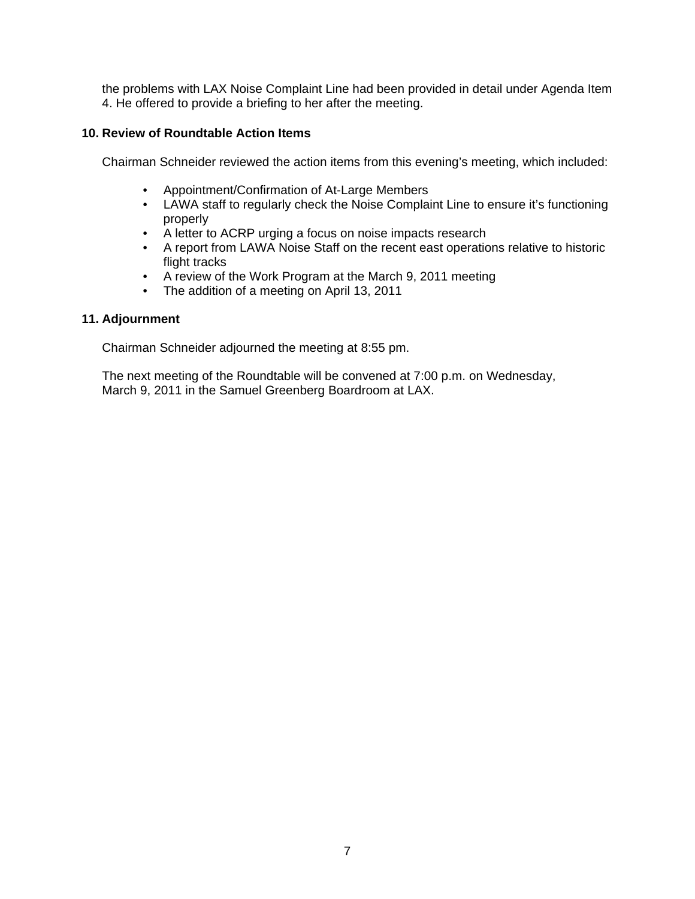the problems with LAX Noise Complaint Line had been provided in detail under Agenda Item 4. He offered to provide a briefing to her after the meeting.

**10. Review of Roundtable Action Items**

Chairman Schneider reviewed the action items from this evening's meeting, which included:

- Appointment/Confirmation of At-Large Members
- LAWA staff to regularly check the Noise Complaint Line to ensure it's functioning properly
- A letter to ACRP urging a focus on noise impacts research
- A report from LAWA Noise Staff on the recent east operations relative to historic flight tracks
- A review of the Work Program at the March 9, 2011 meeting
- The addition of a meeting on April 13, 2011

**11. Adjournment**

Chairman Schneider adjourned the meeting at 8:55 pm.

The next meeting of the Roundtable will be convened at 7:00 p.m. on Wednesday, March 9, 2011 in the Samuel Greenberg Boardroom at LAX.